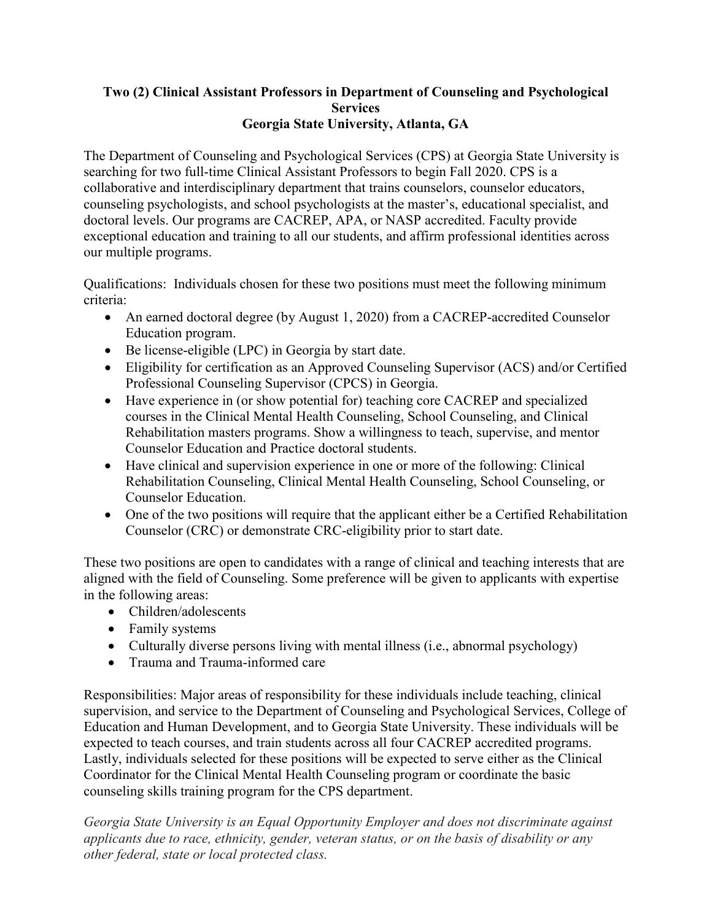**Two (2) Clinical Assistant Professors in Department of Counseling and Psychological Services**
**Georgia State University, Atlanta, GA**

The Department of Counseling and Psychological Services (CPS) at Georgia State University is searching for two full-time Clinical Assistant Professors to begin Fall 2020. CPS is a collaborative and interdisciplinary department that trains counselors, counselor educators, counseling psychologists, and school psychologists at the master's, educational specialist, and doctoral levels. Our programs are CACREP, APA, or NASP accredited. Faculty provide exceptional education and training to all our students, and affirm professional identities across our multiple programs.

Qualifications: Individuals chosen for these two positions must meet the following minimum criteria:

- An earned doctoral degree (by August 1, 2020) from a CACREP-accredited Counselor Education program.
- Be license-eligible (LPC) in Georgia by start date.
- Eligibility for certification as an Approved Counseling Supervisor (ACS) and/or Certified Professional Counseling Supervisor (CPCS) in Georgia.
- Have experience in (or show potential for) teaching core CACREP and specialized courses in the Clinical Mental Health Counseling, School Counseling, and Clinical Rehabilitation masters programs. Show a willingness to teach, supervise, and mentor Counselor Education and Practice doctoral students.
- Have clinical and supervision experience in one or more of the following: Clinical Rehabilitation Counseling, Clinical Mental Health Counseling, School Counseling, or Counselor Education.
- One of the two positions will require that the applicant either be a Certified Rehabilitation Counselor (CRC) or demonstrate CRC-eligibility prior to start date.

These two positions are open to candidates with a range of clinical and teaching interests that are aligned with the field of Counseling. Some preference will be given to applicants with expertise in the following areas:

- Children/adolescents
- Family systems
- Culturally diverse persons living with mental illness (i.e., abnormal psychology)
- Trauma and Trauma-informed care

Responsibilities: Major areas of responsibility for these individuals include teaching, clinical supervision, and service to the Department of Counseling and Psychological Services, College of Education and Human Development, and to Georgia State University. These individuals will be expected to teach courses, and train students across all four CACREP accredited programs. Lastly, individuals selected for these positions will be expected to serve either as the Clinical Coordinator for the Clinical Mental Health Counseling program or coordinate the basic counseling skills training program for the CPS department.

*Georgia State University is an Equal Opportunity Employer and does not discriminate against applicants due to race, ethnicity, gender, veteran status, or on the basis of disability or any other federal, state or local protected class.*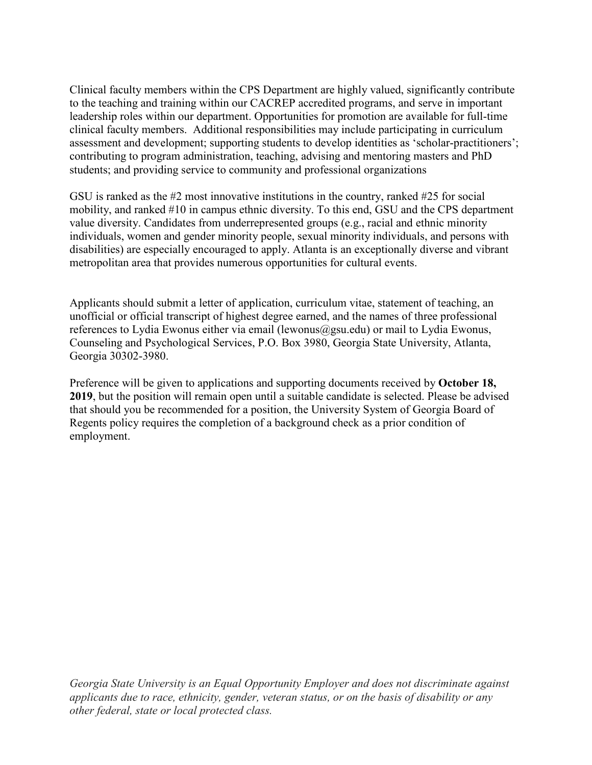Clinical faculty members within the CPS Department are highly valued, significantly contribute to the teaching and training within our CACREP accredited programs, and serve in important leadership roles within our department. Opportunities for promotion are available for full-time clinical faculty members. Additional responsibilities may include participating in curriculum assessment and development; supporting students to develop identities as 'scholar-practitioners'; contributing to program administration, teaching, advising and mentoring masters and PhD students; and providing service to community and professional organizations

GSU is ranked as the #2 most innovative institutions in the country, ranked #25 for social mobility, and ranked #10 in campus ethnic diversity. To this end, GSU and the CPS department value diversity. Candidates from underrepresented groups (e.g., racial and ethnic minority individuals, women and gender minority people, sexual minority individuals, and persons with disabilities) are especially encouraged to apply. Atlanta is an exceptionally diverse and vibrant metropolitan area that provides numerous opportunities for cultural events.

Applicants should submit a letter of application, curriculum vitae, statement of teaching, an unofficial or official transcript of highest degree earned, and the names of three professional references to Lydia Ewonus either via email (lewonus@gsu.edu) or mail to Lydia Ewonus, Counseling and Psychological Services, P.O. Box 3980, Georgia State University, Atlanta, Georgia 30302-3980.

Preference will be given to applications and supporting documents received by **October 18, 2019**, but the position will remain open until a suitable candidate is selected. Please be advised that should you be recommended for a position, the University System of Georgia Board of Regents policy requires the completion of a background check as a prior condition of employment.

*Georgia State University is an Equal Opportunity Employer and does not discriminate against applicants due to race, ethnicity, gender, veteran status, or on the basis of disability or any other federal, state or local protected class.*